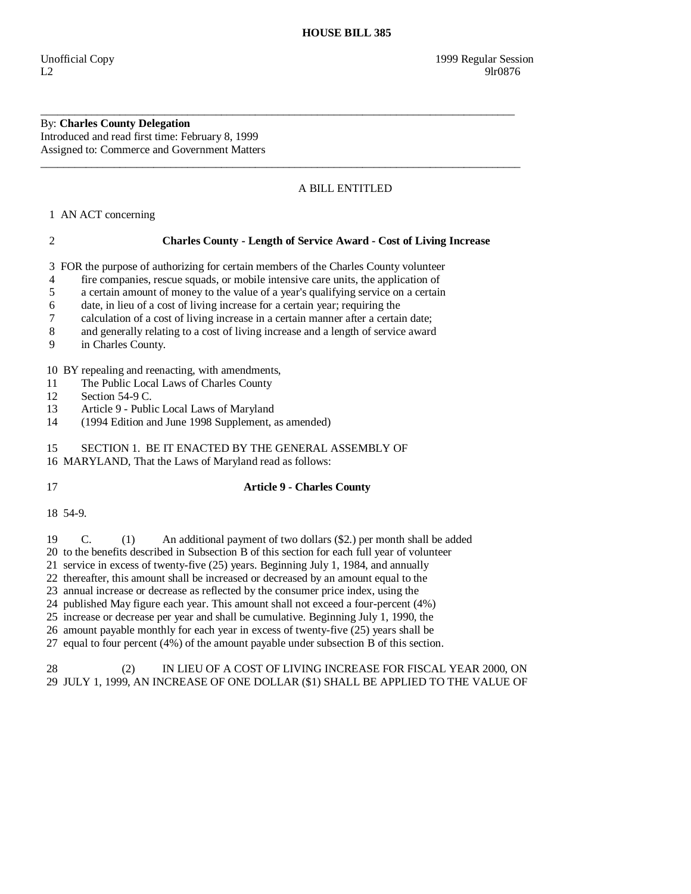# HOUSE BILL 385

Unofficial Copy 1999 Regular Session
L2 9lr0876

---

By: **Charles County Delegation**
Introduced and read first time: February 8, 1999
Assigned to: Commerce and Government Matters

---

A BILL ENTITLED

1 AN ACT concerning

2 **Charles County - Length of Service Award - Cost of Living Increase**

3 FOR the purpose of authorizing for certain members of the Charles County volunteer
4 fire companies, rescue squads, or mobile intensive care units, the application of
5 a certain amount of money to the value of a year's qualifying service on a certain
6 date, in lieu of a cost of living increase for a certain year; requiring the
7 calculation of a cost of living increase in a certain manner after a certain date;
8 and generally relating to a cost of living increase and a length of service award
9 in Charles County.

10 BY repealing and reenacting, with amendments,
11 The Public Local Laws of Charles County
12 Section 54-9 C.
13 Article 9 - Public Local Laws of Maryland
14 (1994 Edition and June 1998 Supplement, as amended)

15 SECTION 1. BE IT ENACTED BY THE GENERAL ASSEMBLY OF
16 MARYLAND, That the Laws of Maryland read as follows:

17 **Article 9 - Charles County**

18 54-9.

19 C. (1) An additional payment of two dollars ($2.) per month shall be added
20 to the benefits described in Subsection B of this section for each full year of volunteer
21 service in excess of twenty-five (25) years. Beginning July 1, 1984, and annually
22 thereafter, this amount shall be increased or decreased by an amount equal to the
23 annual increase or decrease as reflected by the consumer price index, using the
24 published May figure each year. This amount shall not exceed a four-percent (4%)
25 increase or decrease per year and shall be cumulative. Beginning July 1, 1990, the
26 amount payable monthly for each year in excess of twenty-five (25) years shall be
27 equal to four percent (4%) of the amount payable under subsection B of this section.

28 (2) IN LIEU OF A COST OF LIVING INCREASE FOR FISCAL YEAR 2000, ON
29 JULY 1, 1999, AN INCREASE OF ONE DOLLAR ($1) SHALL BE APPLIED TO THE VALUE OF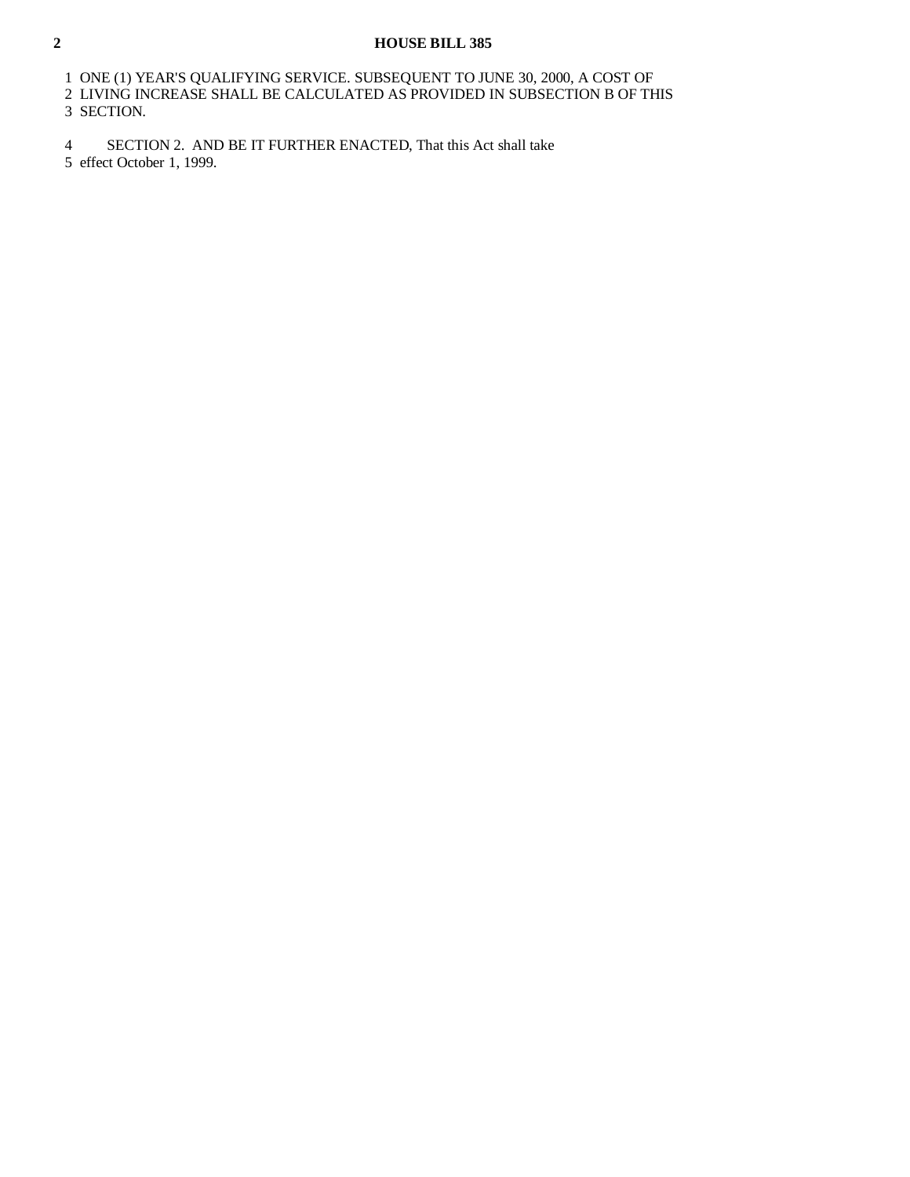ONE (1) YEAR'S QUALIFYING SERVICE. SUBSEQUENT TO JUNE 30, 2000, A COST OF LIVING INCREASE SHALL BE CALCULATED AS PROVIDED IN SUBSECTION B OF THIS SECTION.

SECTION 2. AND BE IT FURTHER ENACTED, That this Act shall take effect October 1, 1999.